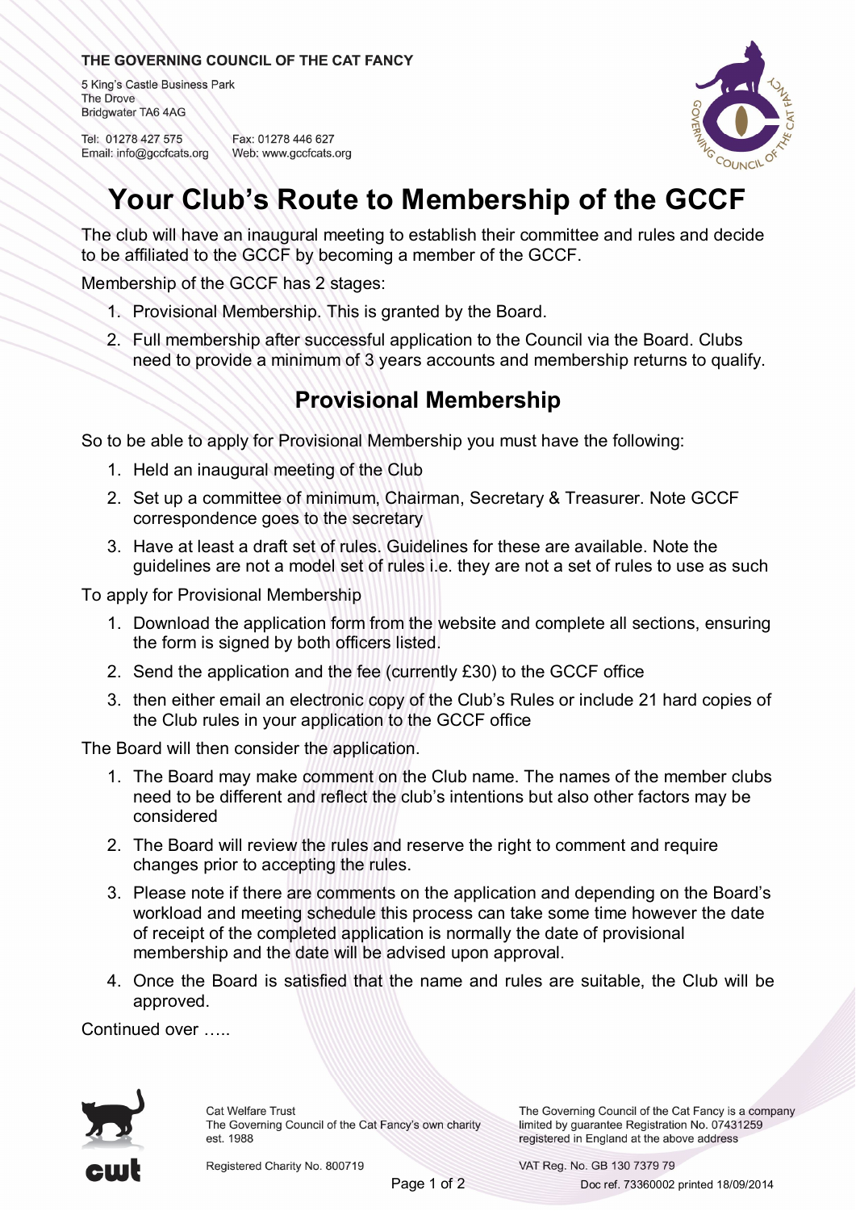**THE GOVERNING COUNCIL OF THE CAT FANCY**

5 King's Castle Business Park
The Drove
Bridgwater TA6 4AG

Tel: 01278 427 575
Email: info@gccfcats.org

Fax: 01278 446 627
Web: www.gccfcats.org

# Your Club's Route to Membership of the GCCF

The club will have an inaugural meeting to establish their committee and rules and decide to be affiliated to the GCCF by becoming a member of the GCCF.

Membership of the GCCF has 2 stages:

1. Provisional Membership. This is granted by the Board.
2. Full membership after successful application to the Council via the Board. Clubs need to provide a minimum of 3 years accounts and membership returns to qualify.

## Provisional Membership

So to be able to apply for Provisional Membership you must have the following:

1. Held an inaugural meeting of the Club
2. Set up a committee of minimum, Chairman, Secretary & Treasurer. Note GCCF correspondence goes to the secretary
3. Have at least a draft set of rules. Guidelines for these are available. Note the guidelines are not a model set of rules i.e. they are not a set of rules to use as such

To apply for Provisional Membership

1. Download the application form from the website and complete all sections, ensuring the form is signed by both officers listed.
2. Send the application and the fee (currently £30) to the GCCF office
3. then either email an electronic copy of the Club's Rules or include 21 hard copies of the Club rules in your application to the GCCF office

The Board will then consider the application.

1. The Board may make comment on the Club name. The names of the member clubs need to be different and reflect the club's intentions but also other factors may be considered
2. The Board will review the rules and reserve the right to comment and require changes prior to accepting the rules.
3. Please note if there are comments on the application and depending on the Board's workload and meeting schedule this process can take some time however the date of receipt of the completed application is normally the date of provisional membership and the date will be advised upon approval.
4. Once the Board is satisfied that the name and rules are suitable, the Club will be approved.

Continued over …..

Cat Welfare Trust
The Governing Council of the Cat Fancy's own charity est. 1988

Registered Charity No. 800719

The Governing Council of the Cat Fancy is a company limited by guarantee Registration No. 07431259 registered in England at the above address

VAT Reg. No. GB 130 7379 79

Doc ref. 73360002 printed 18/09/2014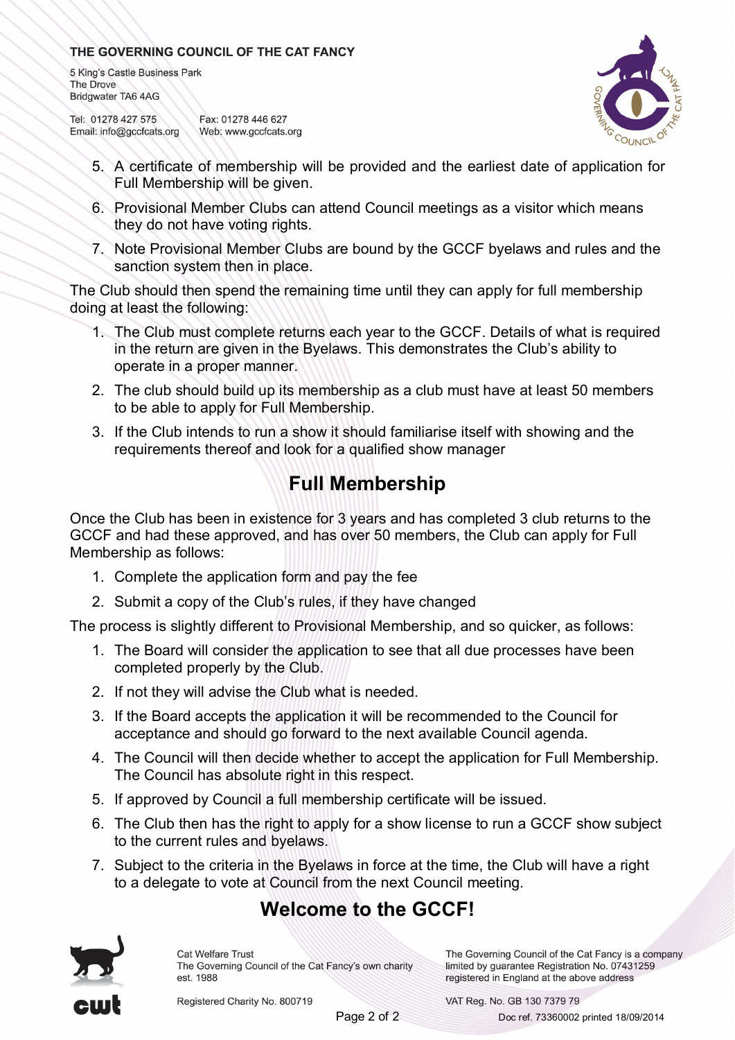5. A certificate of membership will be provided and the earliest date of application for Full Membership will be given.
6. Provisional Member Clubs can attend Council meetings as a visitor which means they do not have voting rights.
7. Note Provisional Member Clubs are bound by the GCCF byelaws and rules and the sanction system then in place.

The Club should then spend the remaining time until they can apply for full membership doing at least the following:

1. The Club must complete returns each year to the GCCF. Details of what is required in the return are given in the Byelaws. This demonstrates the Club's ability to operate in a proper manner.
2. The club should build up its membership as a club must have at least 50 members to be able to apply for Full Membership.
3. If the Club intends to run a show it should familiarise itself with showing and the requirements thereof and look for a qualified show manager

## Full Membership

Once the Club has been in existence for 3 years and has completed 3 club returns to the GCCF and had these approved, and has over 50 members, the Club can apply for Full Membership as follows:

1. Complete the application form and pay the fee
2. Submit a copy of the Club's rules, if they have changed

The process is slightly different to Provisional Membership, and so quicker, as follows:

1. The Board will consider the application to see that all due processes have been completed properly by the Club.
2. If not they will advise the Club what is needed.
3. If the Board accepts the application it will be recommended to the Council for acceptance and should go forward to the next available Council agenda.
4. The Council will then decide whether to accept the application for Full Membership. The Council has absolute right in this respect.
5. If approved by Council a full membership certificate will be issued.
6. The Club then has the right to apply for a show license to run a GCCF show subject to the current rules and byelaws.
7. Subject to the criteria in the Byelaws in force at the time, the Club will have a right to a delegate to vote at Council from the next Council meeting.

## Welcome to the GCCF!